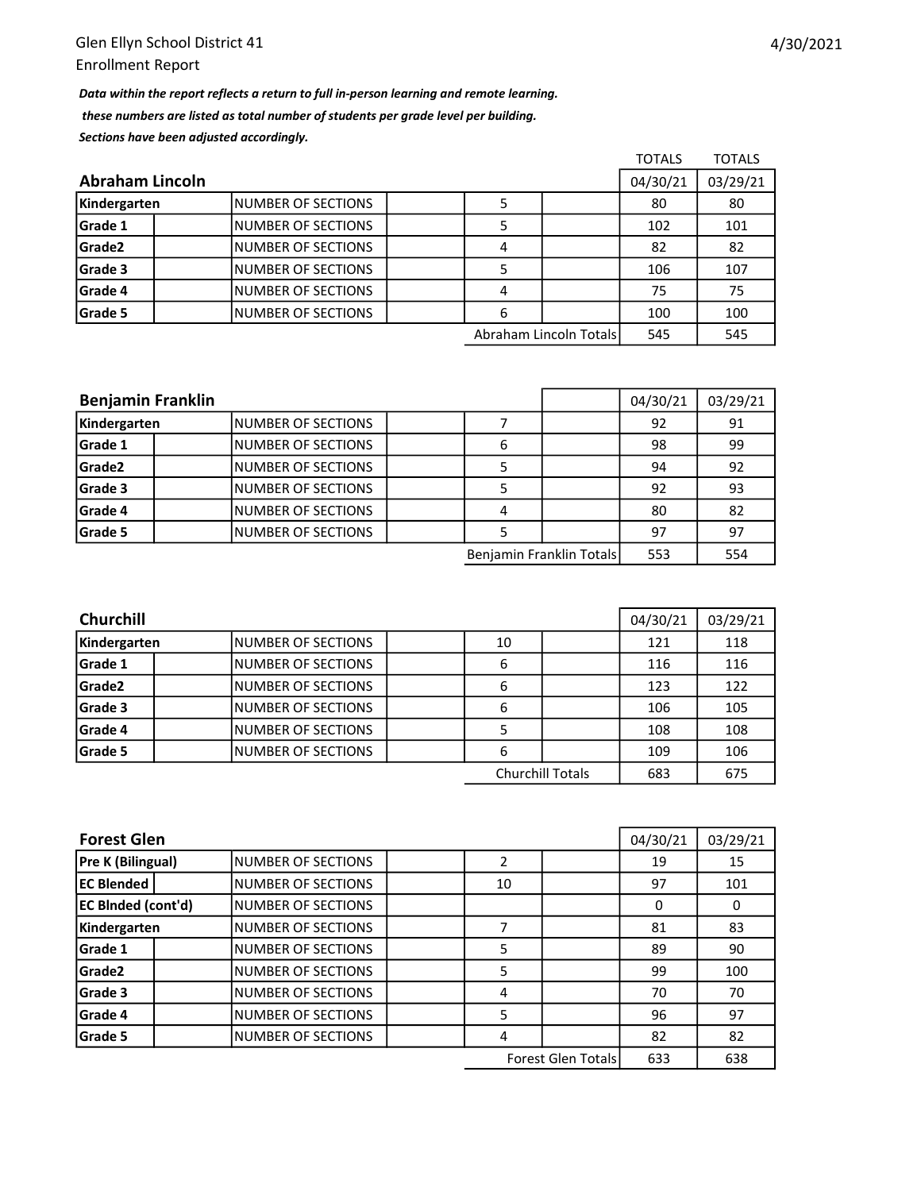Glen Ellyn School District 41

Enrollment Report

4/30/2021

***Data within the report reflects a return to full in-person learning and remote learning.***

***these numbers are listed as total number of students per grade level per building.***

***Sections have been adjusted accordingly.***

| **Abraham Lincoln** | | | | | | TOTALS 04/30/21 | TOTALS 03/29/21 |
|---|---|---|---|---|---|---|---|
| **Kindergarten** | | NUMBER OF SECTIONS | | 5 | | 80 | 80 |
| **Grade 1** | | NUMBER OF SECTIONS | | 5 | | 102 | 101 |
| **Grade2** | | NUMBER OF SECTIONS | | 4 | | 82 | 82 |
| **Grade 3** | | NUMBER OF SECTIONS | | 5 | | 106 | 107 |
| **Grade 4** | | NUMBER OF SECTIONS | | 4 | | 75 | 75 |
| **Grade 5** | | NUMBER OF SECTIONS | | 6 | | 100 | 100 |
| | | | | Abraham Lincoln Totals | | 545 | 545 |

| **Benjamin Franklin** | | | | | | 04/30/21 | 03/29/21 |
|---|---|---|---|---|---|---|---|
| **Kindergarten** | | NUMBER OF SECTIONS | | 7 | | 92 | 91 |
| **Grade 1** | | NUMBER OF SECTIONS | | 6 | | 98 | 99 |
| **Grade2** | | NUMBER OF SECTIONS | | 5 | | 94 | 92 |
| **Grade 3** | | NUMBER OF SECTIONS | | 5 | | 92 | 93 |
| **Grade 4** | | NUMBER OF SECTIONS | | 4 | | 80 | 82 |
| **Grade 5** | | NUMBER OF SECTIONS | | 5 | | 97 | 97 |
| | | | | Benjamin Franklin Totals | | 553 | 554 |

| **Churchill** | | | | | | 04/30/21 | 03/29/21 |
|---|---|---|---|---|---|---|---|
| **Kindergarten** | | NUMBER OF SECTIONS | | 10 | | 121 | 118 |
| **Grade 1** | | NUMBER OF SECTIONS | | 6 | | 116 | 116 |
| **Grade2** | | NUMBER OF SECTIONS | | 6 | | 123 | 122 |
| **Grade 3** | | NUMBER OF SECTIONS | | 6 | | 106 | 105 |
| **Grade 4** | | NUMBER OF SECTIONS | | 5 | | 108 | 108 |
| **Grade 5** | | NUMBER OF SECTIONS | | 6 | | 109 | 106 |
| | | | | Churchill Totals | | 683 | 675 |

| **Forest Glen** | | | | | | 04/30/21 | 03/29/21 |
|---|---|---|---|---|---|---|---|
| **Pre K (Bilingual)** | | NUMBER OF SECTIONS | | 2 | | 19 | 15 |
| **EC Blended** | | NUMBER OF SECTIONS | | 10 | | 97 | 101 |
| **EC Blnded (cont'd)** | | NUMBER OF SECTIONS | | | | 0 | 0 |
| **Kindergarten** | | NUMBER OF SECTIONS | | 7 | | 81 | 83 |
| **Grade 1** | | NUMBER OF SECTIONS | | 5 | | 89 | 90 |
| **Grade2** | | NUMBER OF SECTIONS | | 5 | | 99 | 100 |
| **Grade 3** | | NUMBER OF SECTIONS | | 4 | | 70 | 70 |
| **Grade 4** | | NUMBER OF SECTIONS | | 5 | | 96 | 97 |
| **Grade 5** | | NUMBER OF SECTIONS | | 4 | | 82 | 82 |
| | | | | Forest Glen Totals | | 633 | 638 |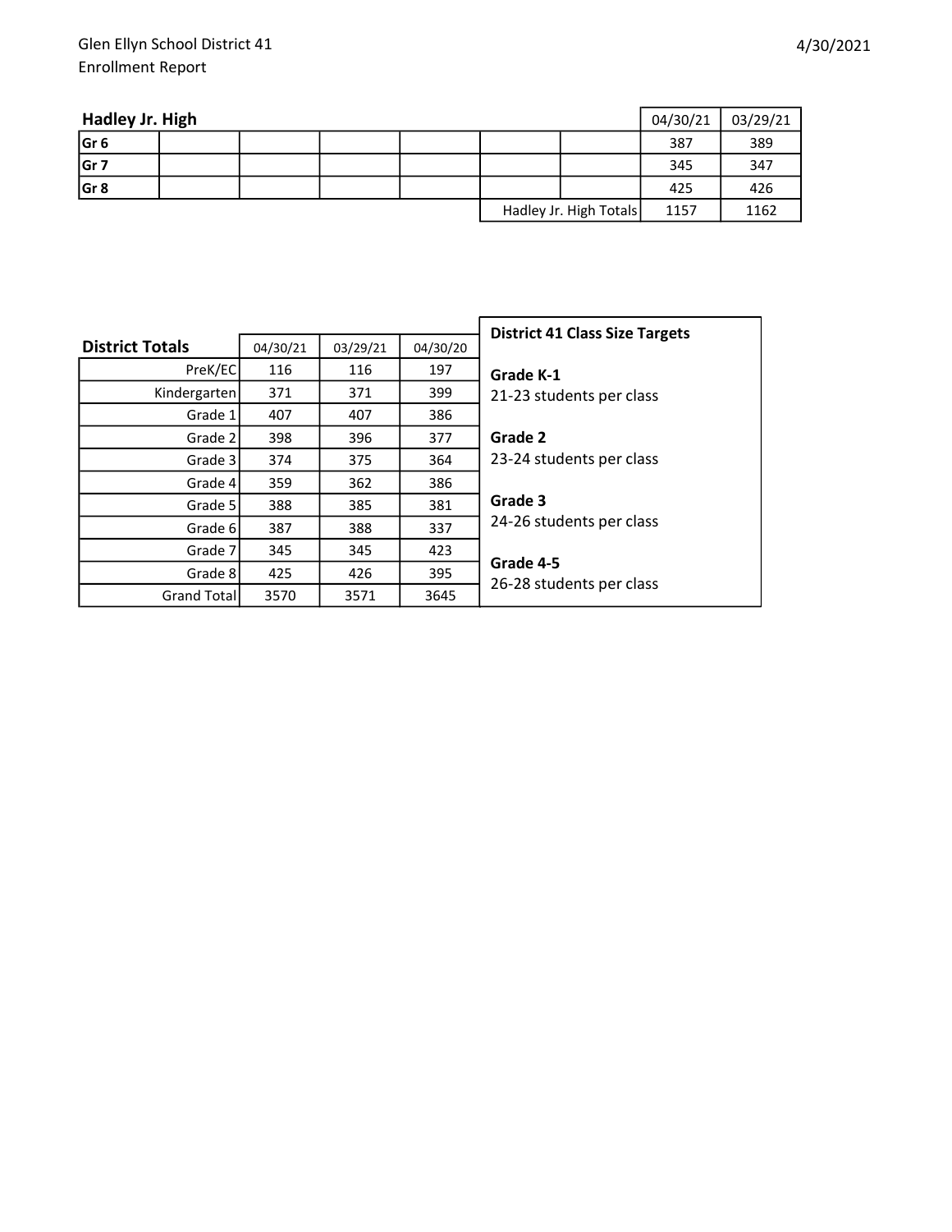Glen Ellyn School District 41
Enrollment Report

4/30/2021

## Hadley Jr. High

| Hadley Jr. High | | | | | | | 04/30/21 | 03/29/21 |
|---|---|---|---|---|---|---|---|---|
| Gr 6 | | | | | | | 387 | 389 |
| Gr 7 | | | | | | | 345 | 347 |
| Gr 8 | | | | | | | 425 | 426 |
| | | | | | Hadley Jr. High Totals | | 1157 | 1162 |

## District Totals

| District Totals | 04/30/21 | 03/29/21 | 04/30/20 |
|---|---|---|---|
| PreK/EC | 116 | 116 | 197 |
| Kindergarten | 371 | 371 | 399 |
| Grade 1 | 407 | 407 | 386 |
| Grade 2 | 398 | 396 | 377 |
| Grade 3 | 374 | 375 | 364 |
| Grade 4 | 359 | 362 | 386 |
| Grade 5 | 388 | 385 | 381 |
| Grade 6 | 387 | 388 | 337 |
| Grade 7 | 345 | 345 | 423 |
| Grade 8 | 425 | 426 | 395 |
| Grand Total | 3570 | 3571 | 3645 |

**District 41 Class Size Targets**

**Grade K-1**
21-23 students per class

**Grade 2**
23-24 students per class

**Grade 3**
24-26 students per class

**Grade 4-5**
26-28 students per class